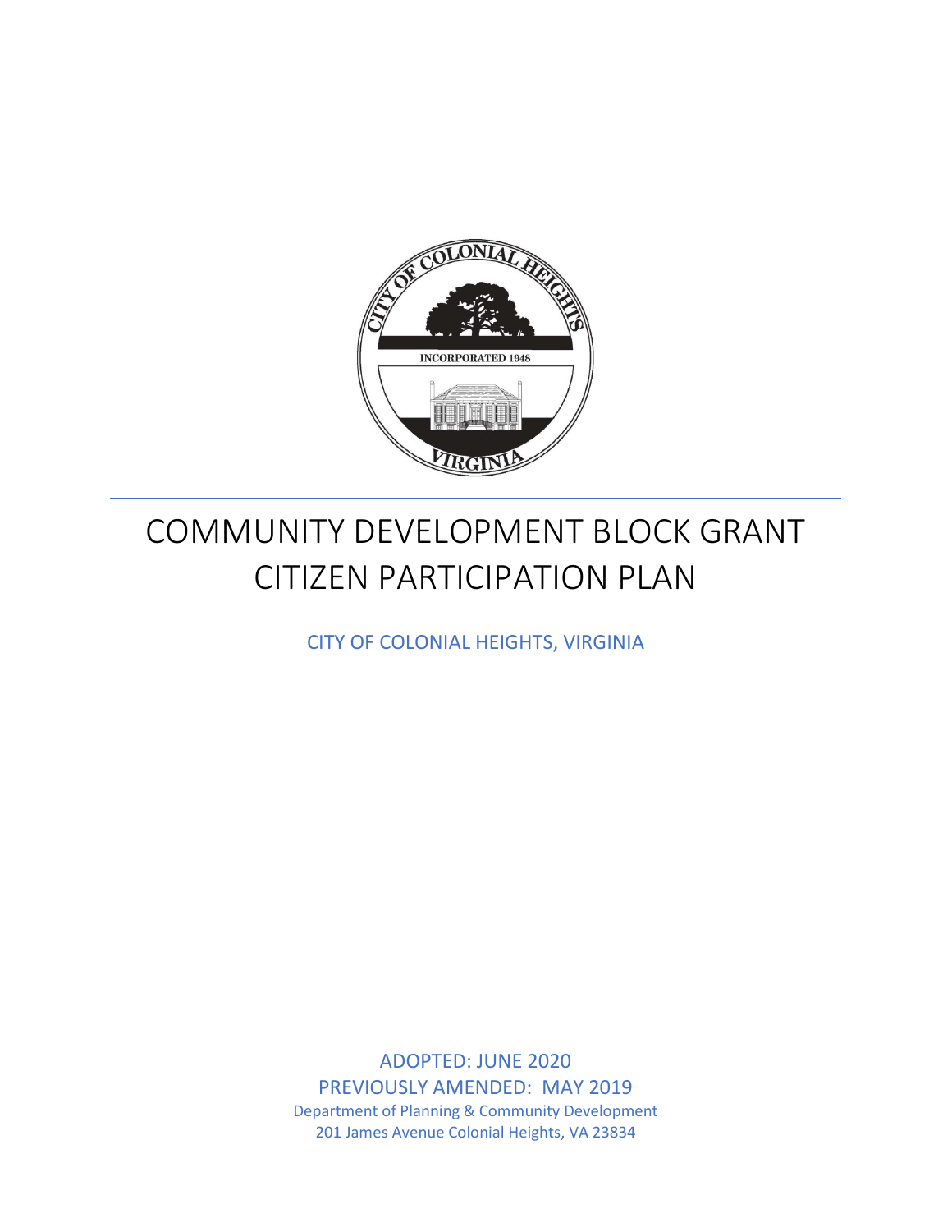# COMMUNITY DEVELOPMENT BLOCK GRANT CITIZEN PARTICIPATION PLAN

CITY OF COLONIAL HEIGHTS, VIRGINIA

ADOPTED: JUNE 2020

PREVIOUSLY AMENDED: MAY 2019

Department of Planning & Community Development

201 James Avenue Colonial Heights, VA 23834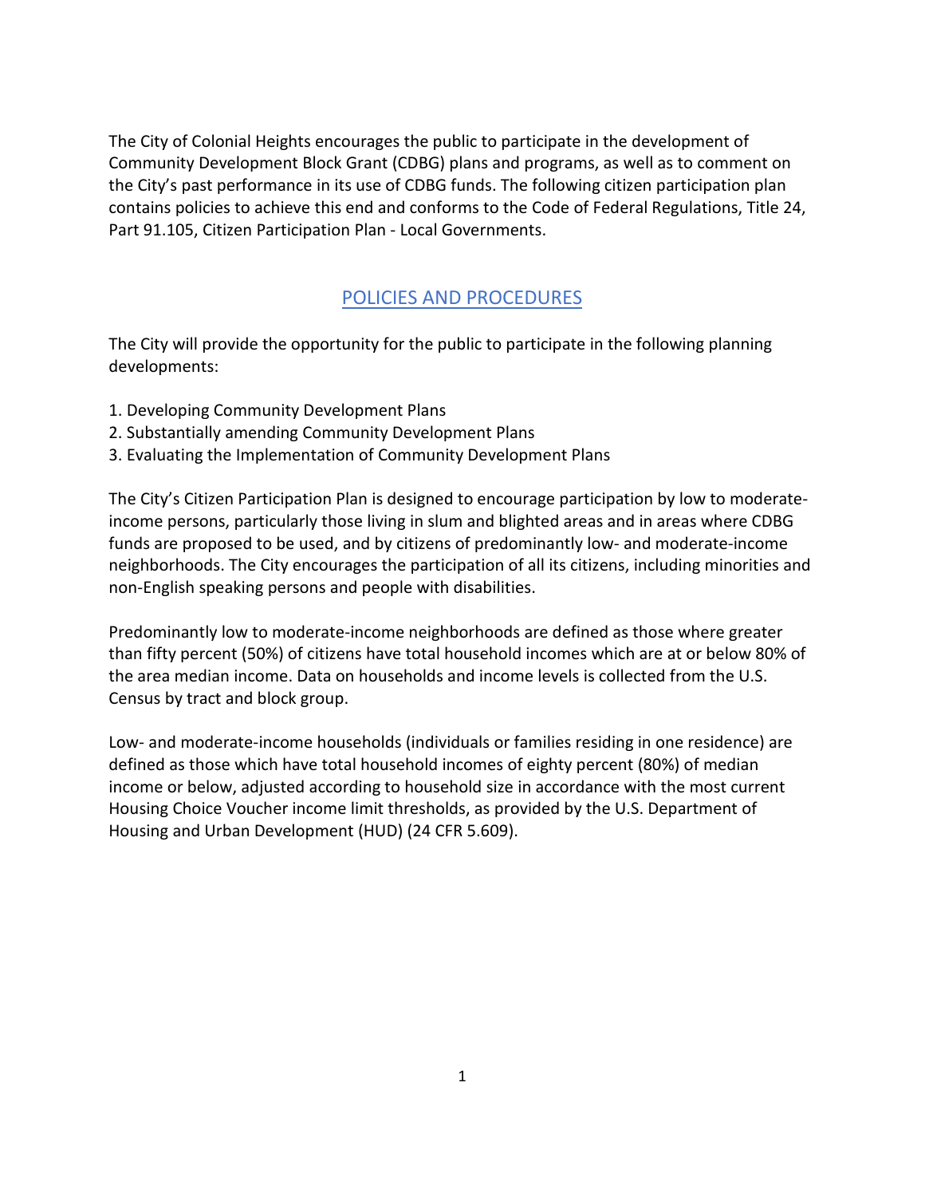The City of Colonial Heights encourages the public to participate in the development of Community Development Block Grant (CDBG) plans and programs, as well as to comment on the City's past performance in its use of CDBG funds. The following citizen participation plan contains policies to achieve this end and conforms to the Code of Federal Regulations, Title 24, Part 91.105, Citizen Participation Plan - Local Governments.

## POLICIES AND PROCEDURES

The City will provide the opportunity for the public to participate in the following planning developments:

1. Developing Community Development Plans
2. Substantially amending Community Development Plans
3. Evaluating the Implementation of Community Development Plans

The City's Citizen Participation Plan is designed to encourage participation by low to moderate-income persons, particularly those living in slum and blighted areas and in areas where CDBG funds are proposed to be used, and by citizens of predominantly low- and moderate-income neighborhoods. The City encourages the participation of all its citizens, including minorities and non-English speaking persons and people with disabilities.

Predominantly low to moderate-income neighborhoods are defined as those where greater than fifty percent (50%) of citizens have total household incomes which are at or below 80% of the area median income. Data on households and income levels is collected from the U.S. Census by tract and block group.

Low- and moderate-income households (individuals or families residing in one residence) are defined as those which have total household incomes of eighty percent (80%) of median income or below, adjusted according to household size in accordance with the most current Housing Choice Voucher income limit thresholds, as provided by the U.S. Department of Housing and Urban Development (HUD) (24 CFR 5.609).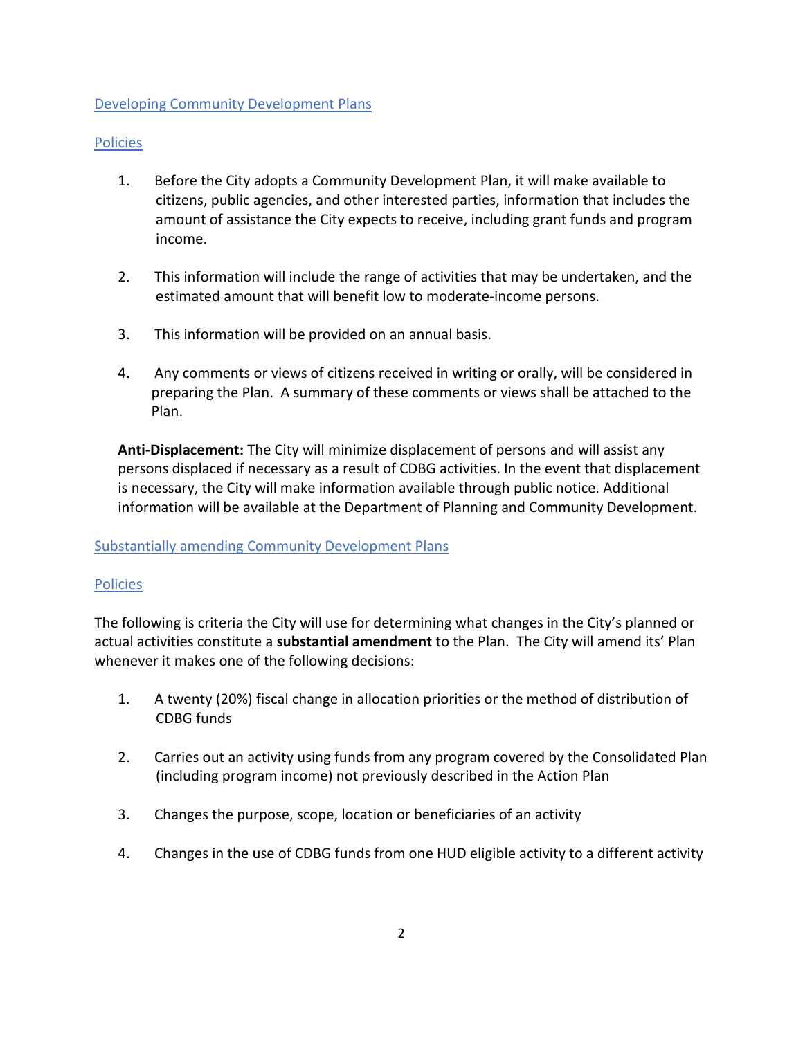## Developing Community Development Plans

### Policies

1. Before the City adopts a Community Development Plan, it will make available to citizens, public agencies, and other interested parties, information that includes the amount of assistance the City expects to receive, including grant funds and program income.

2. This information will include the range of activities that may be undertaken, and the estimated amount that will benefit low to moderate-income persons.

3. This information will be provided on an annual basis.

4. Any comments or views of citizens received in writing or orally, will be considered in preparing the Plan. A summary of these comments or views shall be attached to the Plan.

**Anti-Displacement:** The City will minimize displacement of persons and will assist any persons displaced if necessary as a result of CDBG activities. In the event that displacement is necessary, the City will make information available through public notice. Additional information will be available at the Department of Planning and Community Development.

## Substantially amending Community Development Plans

### Policies

The following is criteria the City will use for determining what changes in the City's planned or actual activities constitute a **substantial amendment** to the Plan. The City will amend its' Plan whenever it makes one of the following decisions:

1. A twenty (20%) fiscal change in allocation priorities or the method of distribution of CDBG funds

2. Carries out an activity using funds from any program covered by the Consolidated Plan (including program income) not previously described in the Action Plan

3. Changes the purpose, scope, location or beneficiaries of an activity

4. Changes in the use of CDBG funds from one HUD eligible activity to a different activity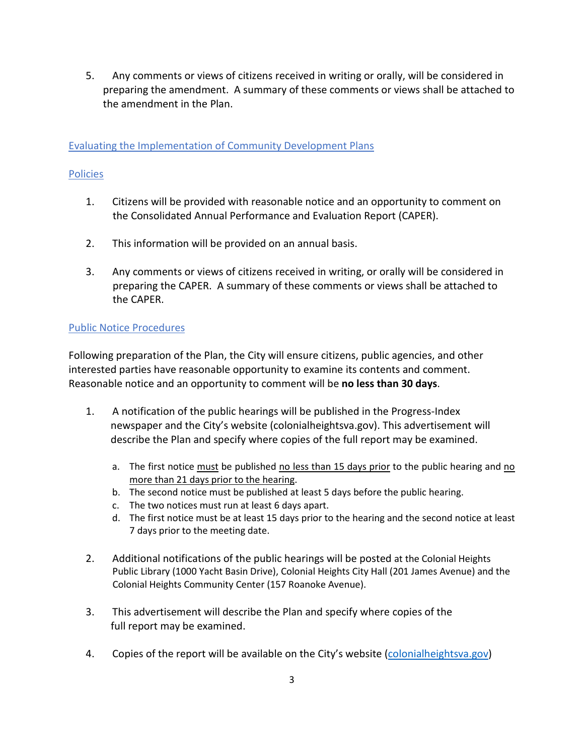5. Any comments or views of citizens received in writing or orally, will be considered in preparing the amendment. A summary of these comments or views shall be attached to the amendment in the Plan.

## Evaluating the Implementation of Community Development Plans

### Policies

1. Citizens will be provided with reasonable notice and an opportunity to comment on the Consolidated Annual Performance and Evaluation Report (CAPER).

2. This information will be provided on an annual basis.

3. Any comments or views of citizens received in writing, or orally will be considered in preparing the CAPER. A summary of these comments or views shall be attached to the CAPER.

### Public Notice Procedures

Following preparation of the Plan, the City will ensure citizens, public agencies, and other interested parties have reasonable opportunity to examine its contents and comment. Reasonable notice and an opportunity to comment will be **no less than 30 days**.

1. A notification of the public hearings will be published in the Progress-Index newspaper and the City's website (colonialheightsva.gov). This advertisement will describe the Plan and specify where copies of the full report may be examined.

   a. The first notice must be published no less than 15 days prior to the public hearing and no more than 21 days prior to the hearing.
   b. The second notice must be published at least 5 days before the public hearing.
   c. The two notices must run at least 6 days apart.
   d. The first notice must be at least 15 days prior to the hearing and the second notice at least 7 days prior to the meeting date.

2. Additional notifications of the public hearings will be posted at the Colonial Heights Public Library (1000 Yacht Basin Drive), Colonial Heights City Hall (201 James Avenue) and the Colonial Heights Community Center (157 Roanoke Avenue).

3. This advertisement will describe the Plan and specify where copies of the full report may be examined.

4. Copies of the report will be available on the City's website (colonialheightsva.gov)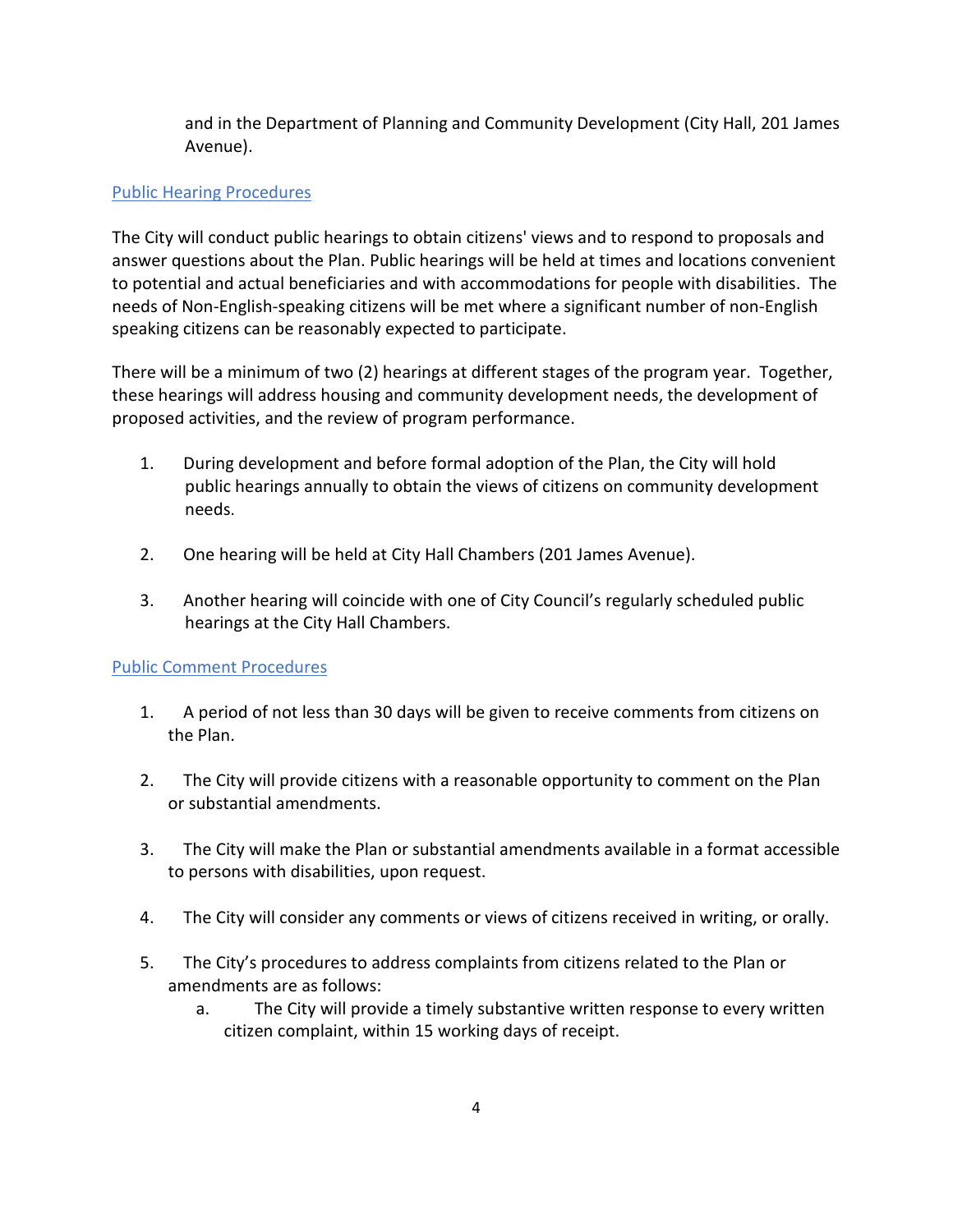and in the Department of Planning and Community Development (City Hall, 201 James Avenue).

## Public Hearing Procedures

The City will conduct public hearings to obtain citizens' views and to respond to proposals and answer questions about the Plan. Public hearings will be held at times and locations convenient to potential and actual beneficiaries and with accommodations for people with disabilities. The needs of Non-English-speaking citizens will be met where a significant number of non-English speaking citizens can be reasonably expected to participate.

There will be a minimum of two (2) hearings at different stages of the program year. Together, these hearings will address housing and community development needs, the development of proposed activities, and the review of program performance.

1. During development and before formal adoption of the Plan, the City will hold public hearings annually to obtain the views of citizens on community development needs.

2. One hearing will be held at City Hall Chambers (201 James Avenue).

3. Another hearing will coincide with one of City Council's regularly scheduled public hearings at the City Hall Chambers.

## Public Comment Procedures

1. A period of not less than 30 days will be given to receive comments from citizens on the Plan.

2. The City will provide citizens with a reasonable opportunity to comment on the Plan or substantial amendments.

3. The City will make the Plan or substantial amendments available in a format accessible to persons with disabilities, upon request.

4. The City will consider any comments or views of citizens received in writing, or orally.

5. The City's procedures to address complaints from citizens related to the Plan or amendments are as follows:
   a. The City will provide a timely substantive written response to every written citizen complaint, within 15 working days of receipt.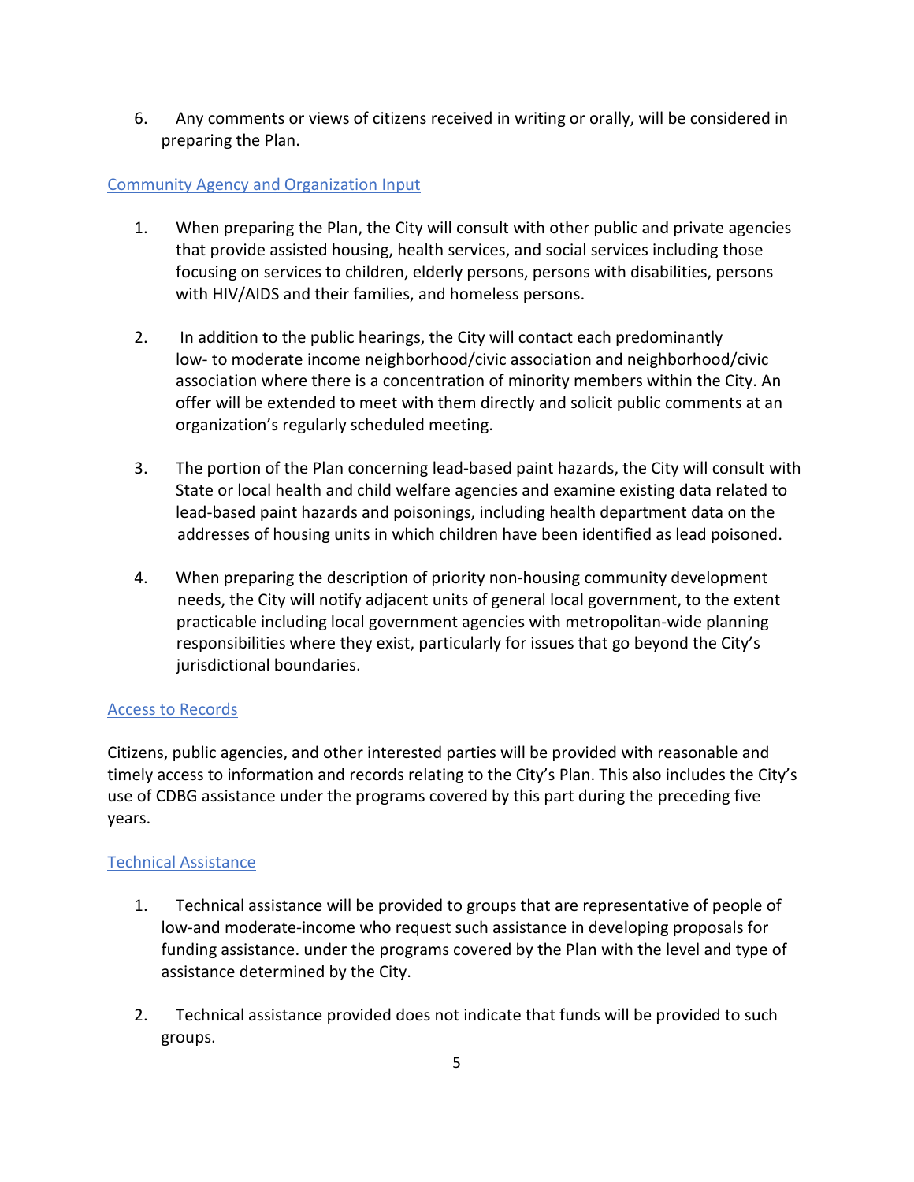6. Any comments or views of citizens received in writing or orally, will be considered in preparing the Plan.

## Community Agency and Organization Input

1. When preparing the Plan, the City will consult with other public and private agencies that provide assisted housing, health services, and social services including those focusing on services to children, elderly persons, persons with disabilities, persons with HIV/AIDS and their families, and homeless persons.

2. In addition to the public hearings, the City will contact each predominantly low- to moderate income neighborhood/civic association and neighborhood/civic association where there is a concentration of minority members within the City. An offer will be extended to meet with them directly and solicit public comments at an organization's regularly scheduled meeting.

3. The portion of the Plan concerning lead-based paint hazards, the City will consult with State or local health and child welfare agencies and examine existing data related to lead-based paint hazards and poisonings, including health department data on the addresses of housing units in which children have been identified as lead poisoned.

4. When preparing the description of priority non-housing community development needs, the City will notify adjacent units of general local government, to the extent practicable including local government agencies with metropolitan-wide planning responsibilities where they exist, particularly for issues that go beyond the City's jurisdictional boundaries.

## Access to Records

Citizens, public agencies, and other interested parties will be provided with reasonable and timely access to information and records relating to the City's Plan. This also includes the City's use of CDBG assistance under the programs covered by this part during the preceding five years.

## Technical Assistance

1. Technical assistance will be provided to groups that are representative of people of low-and moderate-income who request such assistance in developing proposals for funding assistance. under the programs covered by the Plan with the level and type of assistance determined by the City.

2. Technical assistance provided does not indicate that funds will be provided to such groups.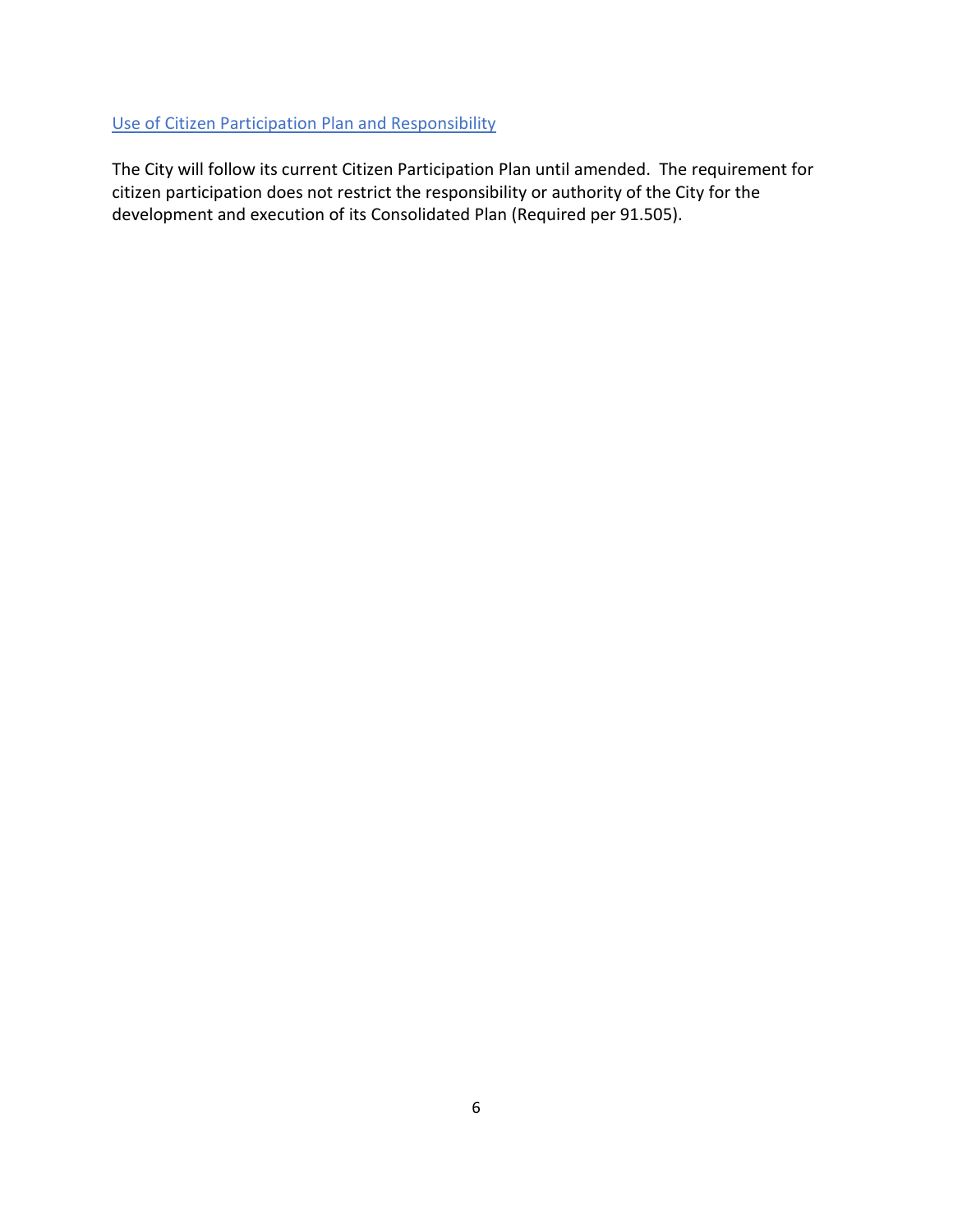## Use of Citizen Participation Plan and Responsibility

The City will follow its current Citizen Participation Plan until amended. The requirement for citizen participation does not restrict the responsibility or authority of the City for the development and execution of its Consolidated Plan (Required per 91.505).